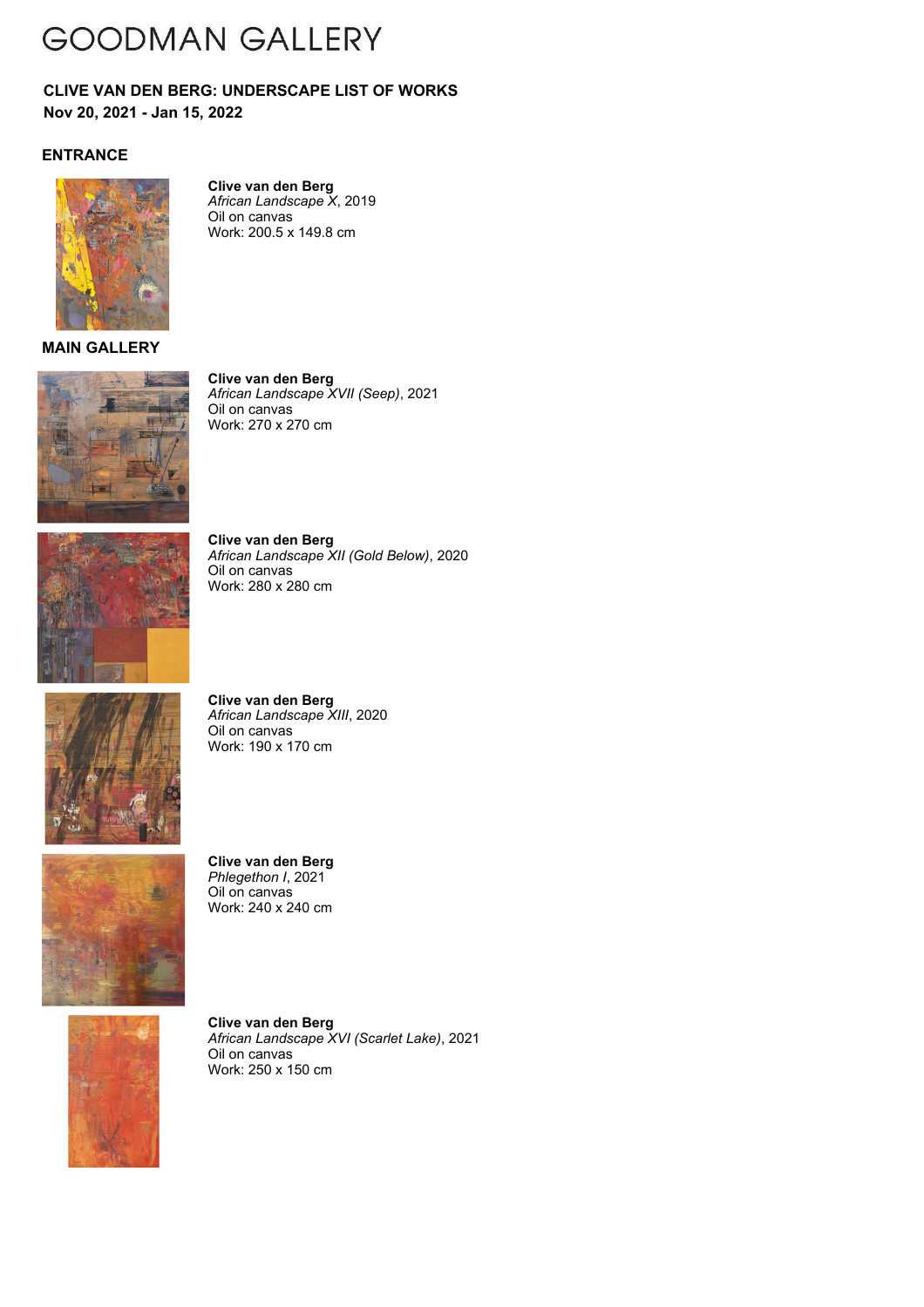# GOODMAN GALLERY

**CLIVE VAN DEN BERG: UNDERSCAPE LIST OF WORKS**
**Nov 20, 2021 - Jan 15, 2022**

## ENTRANCE

**Clive van den Berg**
*African Landscape X*, 2019
Oil on canvas
Work: 200.5 x 149.8 cm

## MAIN GALLERY

**Clive van den Berg**
*African Landscape XVII (Seep)*, 2021
Oil on canvas
Work: 270 x 270 cm

**Clive van den Berg**
*African Landscape XII (Gold Below)*, 2020
Oil on canvas
Work: 280 x 280 cm

**Clive van den Berg**
*African Landscape XIII*, 2020
Oil on canvas
Work: 190 x 170 cm

**Clive van den Berg**
*Phlegethon I*, 2021
Oil on canvas
Work: 240 x 240 cm

**Clive van den Berg**
*African Landscape XVI (Scarlet Lake)*, 2021
Oil on canvas
Work: 250 x 150 cm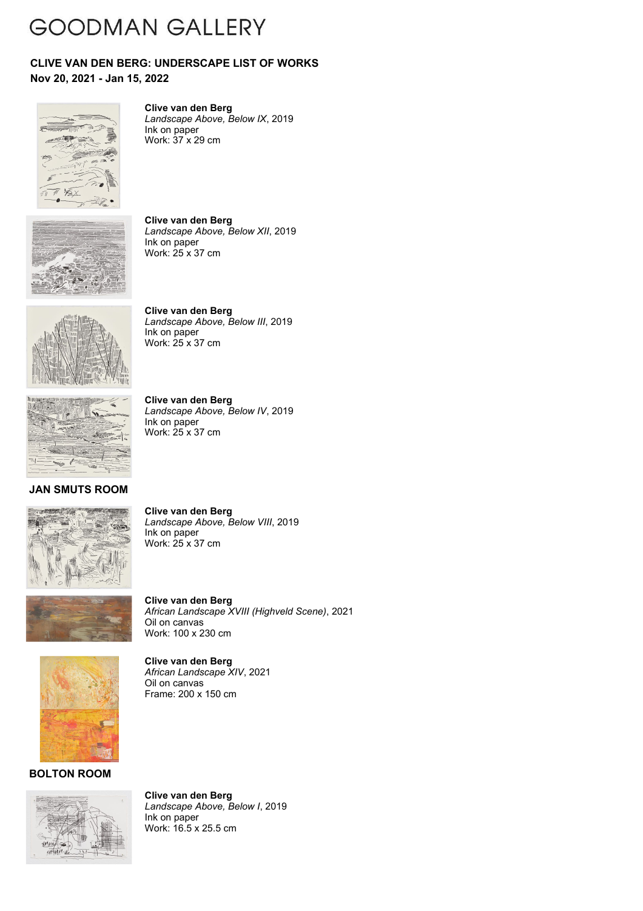# GOODMAN GALLERY

## CLIVE VAN DEN BERG: UNDERSCAPE LIST OF WORKS

**Nov 20, 2021 - Jan 15, 2022**

**Clive van den Berg**
*Landscape Above, Below IX*, 2019
Ink on paper
Work: 37 x 29 cm

**Clive van den Berg**
*Landscape Above, Below XII*, 2019
Ink on paper
Work: 25 x 37 cm

**Clive van den Berg**
*Landscape Above, Below III*, 2019
Ink on paper
Work: 25 x 37 cm

**Clive van den Berg**
*Landscape Above, Below IV*, 2019
Ink on paper
Work: 25 x 37 cm

### JAN SMUTS ROOM

**Clive van den Berg**
*Landscape Above, Below VIII*, 2019
Ink on paper
Work: 25 x 37 cm

**Clive van den Berg**
*African Landscape XVIII (Highveld Scene)*, 2021
Oil on canvas
Work: 100 x 230 cm

**Clive van den Berg**
*African Landscape XIV*, 2021
Oil on canvas
Frame: 200 x 150 cm

### BOLTON ROOM

**Clive van den Berg**
*Landscape Above, Below I*, 2019
Ink on paper
Work: 16.5 x 25.5 cm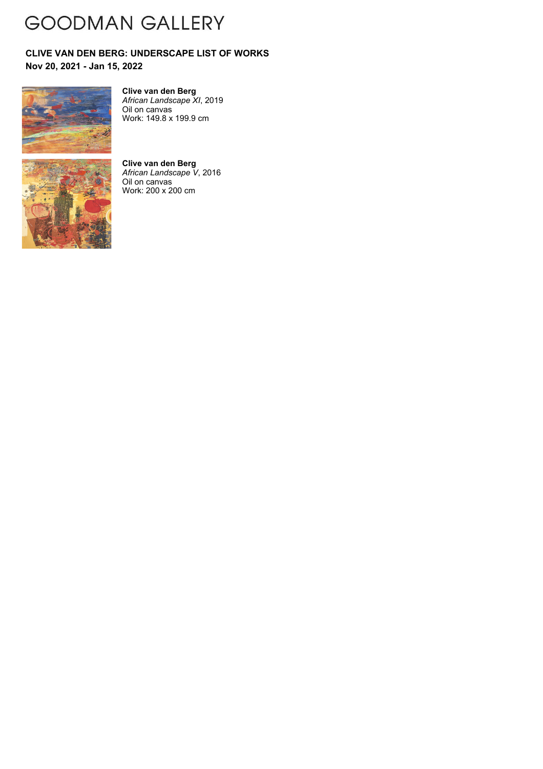# GOODMAN GALLERY

**CLIVE VAN DEN BERG: UNDERSCAPE LIST OF WORKS**
**Nov 20, 2021 - Jan 15, 2022**

**Clive van den Berg**
*African Landscape XI*, 2019
Oil on canvas
Work: 149.8 x 199.9 cm

**Clive van den Berg**
*African Landscape V*, 2016
Oil on canvas
Work: 200 x 200 cm